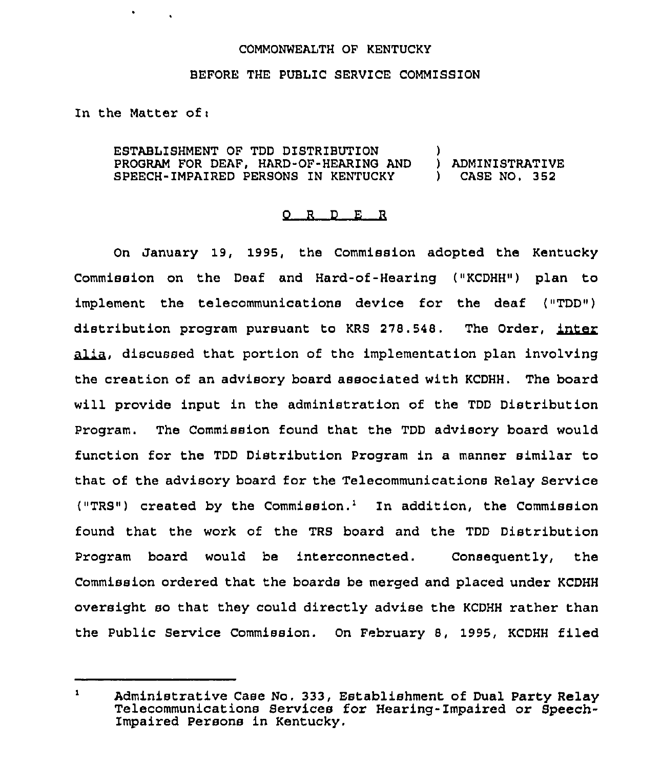COMMONWEALTH OF KENTUCKY

BEFORE THE PUBLIC SERVICE COMMISSION

In the Matter of:

ESTABLISHMENT OF TDD DISTRIBUTION PROGRAM FOR DEAF, HARD-OF-HEARING AND SPEECH-IMPAIRED PERSONS IN KENTUCKY ) ADMINISTRATIVE CASE NO. 352

O R D E R

On January 19, 1995, the Commission adopted the Kentucky Commission on the Deaf and Hard-of-Hearing ("KCDHH") plan to implement the telecommunications device for the deaf ("TDD") distribution program pursuant to KRS 278.548. The Order, *inter alia*, discussed that portion of the implementation plan involving the creation of an advisory board associated with KCDHH. The board will provide input in the administration of the TDD Distribution Program. The Commission found that the TDD advisory board would function for the TDD Distribution Program in a manner similar to that of the advisory board for the Telecommunications Relay Service ("TRS") created by the Commission.[1] In addition, the Commission found that the work of the TRS board and the TDD Distribution Program board would be interconnected. Consequently, the Commission ordered that the boards be merged and placed under KCDHH oversight so that they could directly advise the KCDHH rather than the Public Service Commission. On February 8, 1995, KCDHH filed

[1] Administrative Case No. 333, Establishment of Dual Party Relay Telecommunications Services for Hearing-Impaired or Speech-Impaired Persons in Kentucky.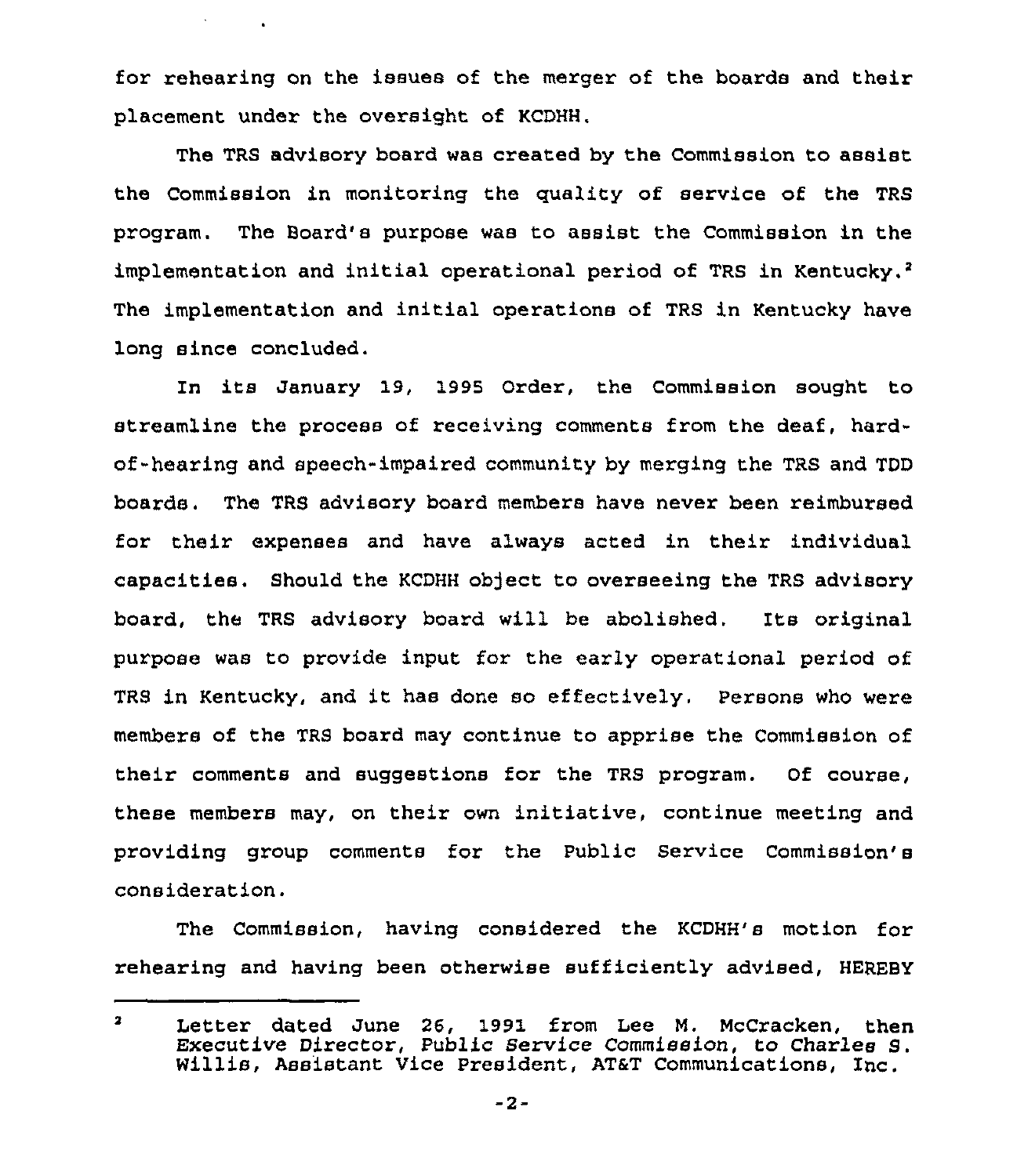for rehearing on the issues of the merger of the boards and their placement under the oversight of KCDHH.

The TRS advisory board was created by the Commission to assist the Commission in monitoring the quality of service of the TRS program. The Board's purpose was to assist the Commission in the implementation and initial operational period of TRS in Kentucky.[2] The implementation and initial operations of TRS in Kentucky have long since concluded.

In its January 19, 1995 Order, the Commission sought to streamline the process of receiving comments from the deaf, hard-of-hearing and speech-impaired community by merging the TRS and TDD boards. The TRS advisory board members have never been reimbursed for their expenses and have always acted in their individual capacities. Should the KCDHH object to overseeing the TRS advisory board, the TRS advisory board will be abolished. Its original purpose was to provide input for the early operational period of TRS in Kentucky, and it has done so effectively. Persons who were members of the TRS board may continue to apprise the Commission of their comments and suggestions for the TRS program. Of course, these members may, on their own initiative, continue meeting and providing group comments for the Public Service Commission's consideration.

The Commission, having considered the KCDHH's motion for rehearing and having been otherwise sufficiently advised, HEREBY

---

[2] Letter dated June 26, 1991 from Lee M. McCracken, then Executive Director, Public Service Commission, to Charles S. Willis, Assistant Vice President, AT&T Communications, Inc.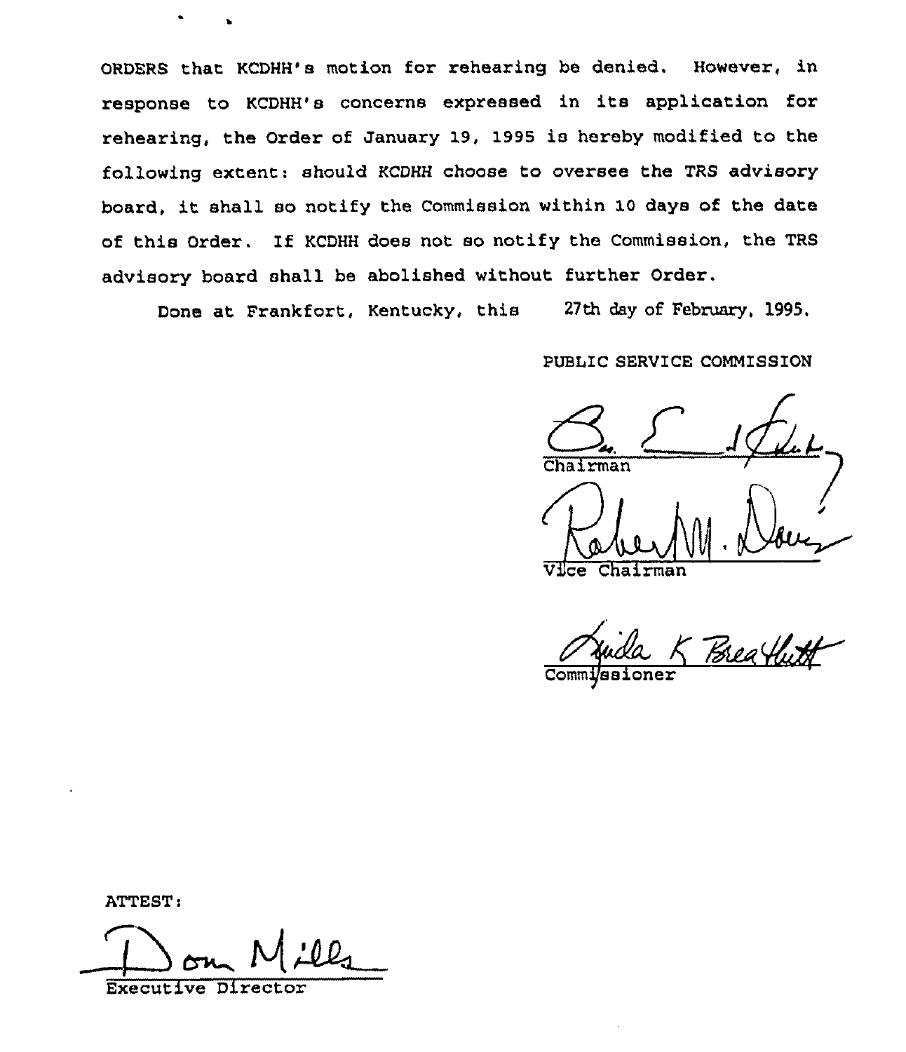ORDERS that KCDHH's motion for rehearing be denied. However, in response to KCDHH's concerns expressed in its application for rehearing, the Order of January 19, 1995 is hereby modified to the following extent: should KCDHH choose to oversee the TRS advisory board, it shall so notify the Commission within 10 days of the date of this Order. If KCDHH does not so notify the Commission, the TRS advisory board shall be abolished without further Order.

Done at Frankfort, Kentucky, this 27th day of February, 1995.

PUBLIC SERVICE COMMISSION

Chairman

Vice Chairman

Commissioner

ATTEST:

Executive Director